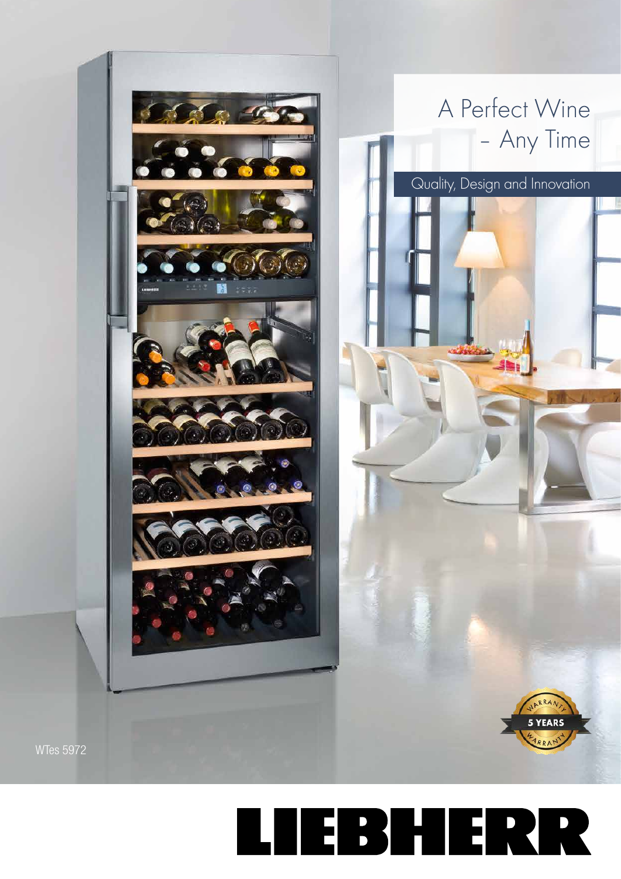# A Perfect Wine – Any Time

Quality, Design and Innovation

WTes 5972

5 YEARS WARRANTY

LIEBHERR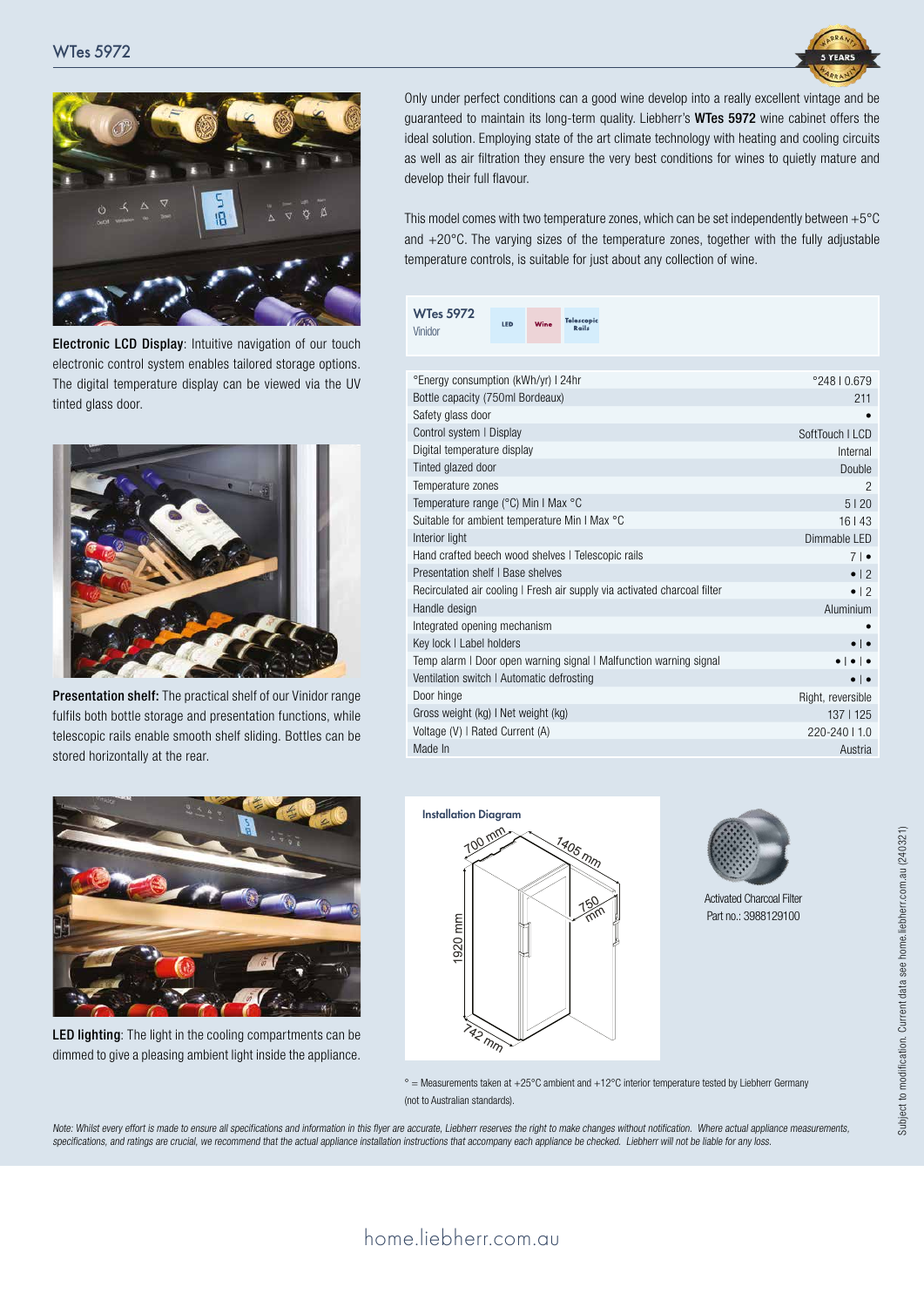# WTes 5972

Only under perfect conditions can a good wine develop into a really excellent vintage and be guaranteed to maintain its long-term quality. Liebherr's **WTes 5972** wine cabinet offers the ideal solution. Employing state of the art climate technology with heating and cooling circuits as well as air filtration they ensure the very best conditions for wines to quietly mature and develop their full flavour.

This model comes with two temperature zones, which can be set independently between +5°C and +20°C. The varying sizes of the temperature zones, together with the fully adjustable temperature controls, is suitable for just about any collection of wine.

**Electronic LCD Display**: Intuitive navigation of our touch electronic control system enables tailored storage options. The digital temperature display can be viewed via the UV tinted glass door.

**Presentation shelf:** The practical shelf of our Vinidor range fulfils both bottle storage and presentation functions, while telescopic rails enable smooth shelf sliding. Bottles can be stored horizontally at the rear.

**LED lighting**: The light in the cooling compartments can be dimmed to give a pleasing ambient light inside the appliance.

**WTes 5972**
Vinidor

LED | Wine | Telescopic Rails

| | |
|---|---|
| °Energy consumption (kWh/yr) I 24hr | °248 I 0.679 |
| Bottle capacity (750ml Bordeaux) | 211 |
| Safety glass door | • |
| Control system I Display | SoftTouch I LCD |
| Digital temperature display | Internal |
| Tinted glazed door | Double |
| Temperature zones | 2 |
| Temperature range (°C) Min I Max °C | 5 I 20 |
| Suitable for ambient temperature Min I Max °C | 16 I 43 |
| Interior light | Dimmable LED |
| Hand crafted beech wood shelves I Telescopic rails | 7 I • |
| Presentation shelf I Base shelves | • I 2 |
| Recirculated air cooling I Fresh air supply via activated charcoal filter | • I 2 |
| Handle design | Aluminium |
| Integrated opening mechanism | • |
| Key lock I Label holders | • I • |
| Temp alarm I Door open warning signal I Malfunction warning signal | • I • I • |
| Ventilation switch I Automatic defrosting | • I • |
| Door hinge | Right, reversible |
| Gross weight (kg) I Net weight (kg) | 137 I 125 |
| Voltage (V) I Rated Current (A) | 220-240 I 1.0 |
| Made In | Austria |

**Installation Diagram**

700 mm
1405 mm
750 mm
1920 mm
742 mm

Activated Charcoal Filter
Part no.: 3988129100

° = Measurements taken at +25°C ambient and +12°C interior temperature tested by Liebherr Germany (not to Australian standards).

*Note: Whilst every effort is made to ensure all specifications and information in this flyer are accurate, Liebherr reserves the right to make changes without notification. Where actual appliance measurements, specifications, and ratings are crucial, we recommend that the actual appliance installation instructions that accompany each appliance be checked. Liebherr will not be liable for any loss.*

Subject to modification. Current data see home.liebherr.com.au (240321)

home.liebherr.com.au